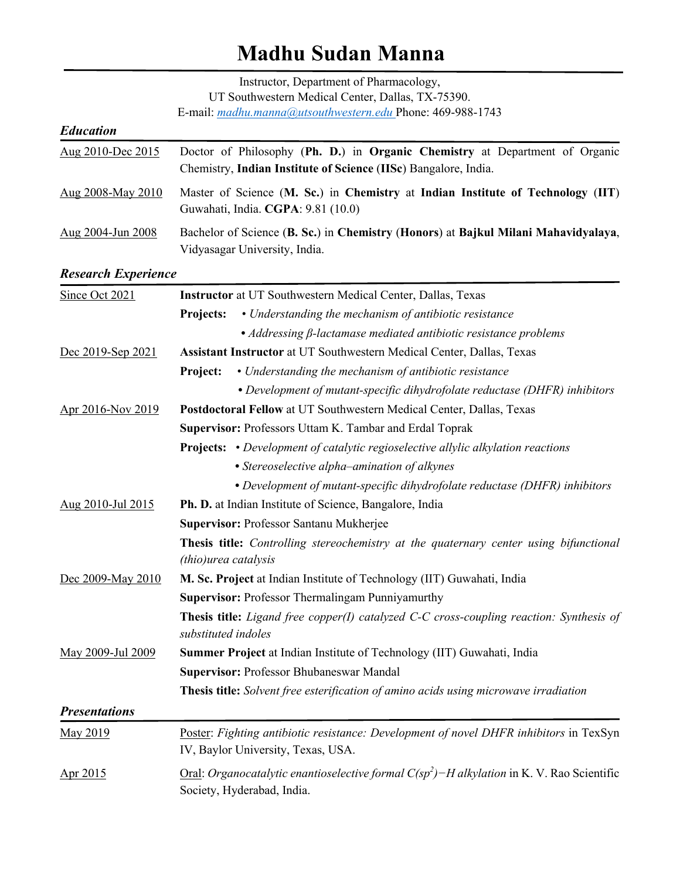# Madhu Sudan Manna

Instructor, Department of Pharmacology,
UT Southwestern Medical Center, Dallas, TX-75390.
E-mail: [madhu.manna@utsouthwestern.edu](mailto:madhu.manna@utsouthwestern.edu) Phone: 469-988-1743

## *Education*

| | |
|---|---|
| Aug 2010-Dec 2015 | Doctor of Philosophy (**Ph. D.**) in **Organic Chemistry** at Department of Organic Chemistry, **Indian Institute of Science** (**IISc**) Bangalore, India. |
| Aug 2008-May 2010 | Master of Science (**M. Sc.**) in **Chemistry** at **Indian Institute of Technology** (**IIT**) Guwahati, India. **CGPA**: 9.81 (10.0) |
| Aug 2004-Jun 2008 | Bachelor of Science (**B. Sc.**) in **Chemistry** (**Honors**) at **Bajkul Milani Mahavidyalaya**, Vidyasagar University, India. |

## *Research Experience*

**Since Oct 2021** — **Instructor** at UT Southwestern Medical Center, Dallas, Texas

**Projects:**
- *Understanding the mechanism of antibiotic resistance*
- *Addressing β-lactamase mediated antibiotic resistance problems*

**Dec 2019-Sep 2021** — **Assistant Instructor** at UT Southwestern Medical Center, Dallas, Texas

**Project:**
- *Understanding the mechanism of antibiotic resistance*
- *Development of mutant-specific dihydrofolate reductase (DHFR) inhibitors*

**Apr 2016-Nov 2019** — **Postdoctoral Fellow** at UT Southwestern Medical Center, Dallas, Texas

**Supervisor:** Professors Uttam K. Tambar and Erdal Toprak

**Projects:**
- *Development of catalytic regioselective allylic alkylation reactions*
- *Stereoselective alpha–amination of alkynes*
- *Development of mutant-specific dihydrofolate reductase (DHFR) inhibitors*

**Aug 2010-Jul 2015** — **Ph. D.** at Indian Institute of Science, Bangalore, India

**Supervisor:** Professor Santanu Mukherjee

**Thesis title:** *Controlling stereochemistry at the quaternary center using bifunctional (thio)urea catalysis*

**Dec 2009-May 2010** — **M. Sc. Project** at Indian Institute of Technology (IIT) Guwahati, India

**Supervisor:** Professor Thermalingam Punniyamurthy

**Thesis title:** *Ligand free copper(I) catalyzed C-C cross-coupling reaction: Synthesis of substituted indoles*

**May 2009-Jul 2009** — **Summer Project** at Indian Institute of Technology (IIT) Guwahati, India

**Supervisor:** Professor Bhubaneswar Mandal

**Thesis title:** *Solvent free esterification of amino acids using microwave irradiation*

## *Presentations*

| | |
|---|---|
| May 2019 | Poster: *Fighting antibiotic resistance: Development of novel DHFR inhibitors* in TexSyn IV, Baylor University, Texas, USA. |
| Apr 2015 | Oral: *Organocatalytic enantioselective formal $C(sp^2)-H$ alkylation* in K. V. Rao Scientific Society, Hyderabad, India. |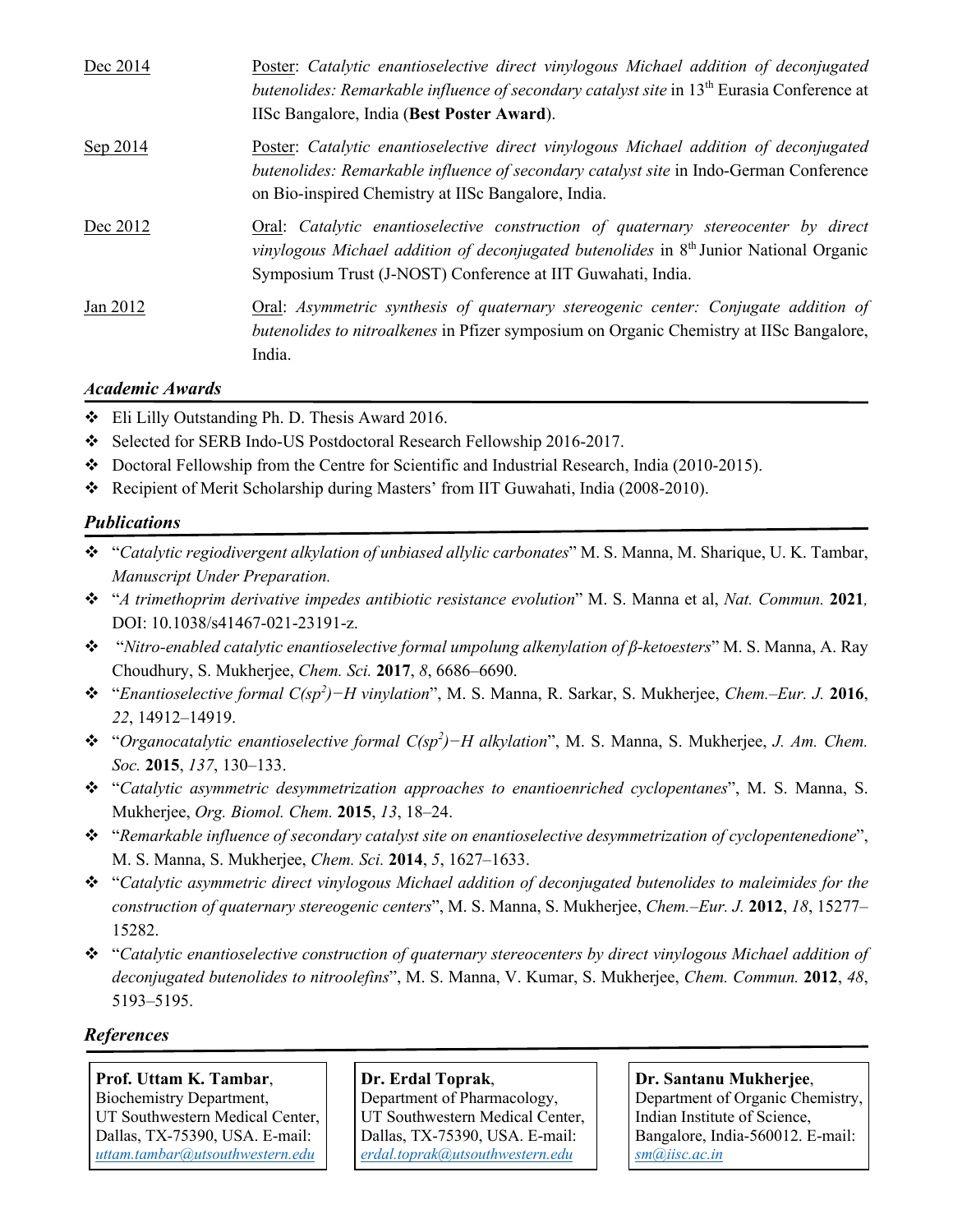Dec 2014 — Poster: *Catalytic enantioselective direct vinylogous Michael addition of deconjugated butenolides: Remarkable influence of secondary catalyst site* in 13th Eurasia Conference at IISc Bangalore, India (**Best Poster Award**).

Sep 2014 — Poster: *Catalytic enantioselective direct vinylogous Michael addition of deconjugated butenolides: Remarkable influence of secondary catalyst site* in Indo-German Conference on Bio-inspired Chemistry at IISc Bangalore, India.

Dec 2012 — Oral: *Catalytic enantioselective construction of quaternary stereocenter by direct vinylogous Michael addition of deconjugated butenolides* in 8th Junior National Organic Symposium Trust (J-NOST) Conference at IIT Guwahati, India.

Jan 2012 — Oral: *Asymmetric synthesis of quaternary stereogenic center: Conjugate addition of butenolides to nitroalkenes* in Pfizer symposium on Organic Chemistry at IISc Bangalore, India.

### *Academic Awards*

- Eli Lilly Outstanding Ph. D. Thesis Award 2016.
- Selected for SERB Indo-US Postdoctoral Research Fellowship 2016-2017.
- Doctoral Fellowship from the Centre for Scientific and Industrial Research, India (2010-2015).
- Recipient of Merit Scholarship during Masters' from IIT Guwahati, India (2008-2010).

### *Publications*

- "*Catalytic regiodivergent alkylation of unbiased allylic carbonates*" M. S. Manna, M. Sharique, U. K. Tambar, *Manuscript Under Preparation.*
- "*A trimethoprim derivative impedes antibiotic resistance evolution*" M. S. Manna et al, *Nat. Commun.* **2021***,* DOI: 10.1038/s41467-021-23191-z.
- "*Nitro-enabled catalytic enantioselective formal umpolung alkenylation of β-ketoesters*" M. S. Manna, A. Ray Choudhury, S. Mukherjee, *Chem. Sci.* **2017**, *8*, 6686–6690.
- "*Enantioselective formal C(sp$^2$)−H vinylation*", M. S. Manna, R. Sarkar, S. Mukherjee, *Chem.–Eur. J.* **2016**, *22*, 14912–14919.
- "*Organocatalytic enantioselective formal C(sp$^2$)−H alkylation*", M. S. Manna, S. Mukherjee, *J. Am. Chem. Soc.* **2015**, *137*, 130–133.
- "*Catalytic asymmetric desymmetrization approaches to enantioenriched cyclopentanes*", M. S. Manna, S. Mukherjee, *Org. Biomol. Chem.* **2015**, *13*, 18–24.
- "*Remarkable influence of secondary catalyst site on enantioselective desymmetrization of cyclopentenedione*", M. S. Manna, S. Mukherjee, *Chem. Sci.* **2014**, *5*, 1627–1633.
- "*Catalytic asymmetric direct vinylogous Michael addition of deconjugated butenolides to maleimides for the construction of quaternary stereogenic centers*", M. S. Manna, S. Mukherjee, *Chem.–Eur. J.* **2012**, *18*, 15277–15282.
- "*Catalytic enantioselective construction of quaternary stereocenters by direct vinylogous Michael addition of deconjugated butenolides to nitroolefins*", M. S. Manna, V. Kumar, S. Mukherjee, *Chem. Commun.* **2012**, *48*, 5193–5195.

### *References*

**Prof. Uttam K. Tambar**, Biochemistry Department, UT Southwestern Medical Center, Dallas, TX-75390, USA. E-mail: *uttam.tambar@utsouthwestern.edu*

**Dr. Erdal Toprak**, Department of Pharmacology, UT Southwestern Medical Center, Dallas, TX-75390, USA. E-mail: *erdal.toprak@utsouthwestern.edu*

**Dr. Santanu Mukherjee**, Department of Organic Chemistry, Indian Institute of Science, Bangalore, India-560012. E-mail: *sm@iisc.ac.in*